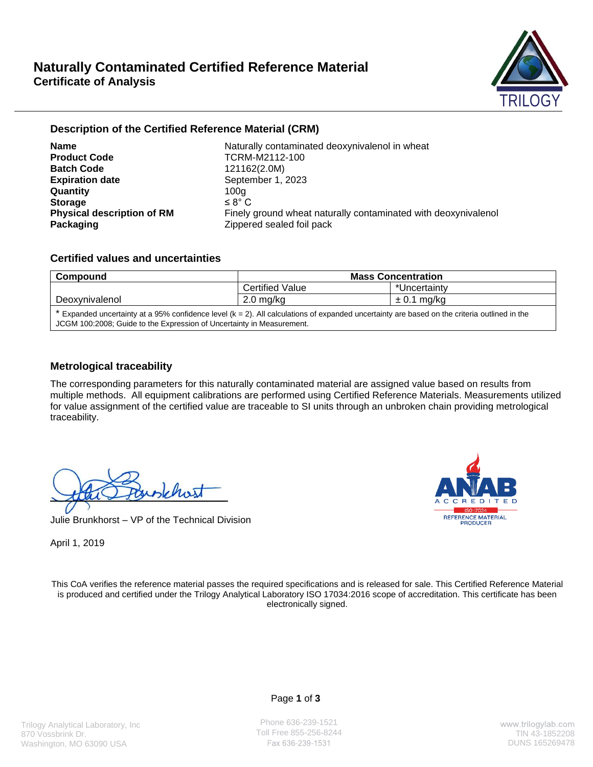# Naturally Contaminated Certified Reference Material

## Certificate of Analysis

### Description of the Certified Reference Material (CRM)

| | |
|---|---|
| **Name** | Naturally contaminated deoxynivalenol in wheat |
| **Product Code** | TCRM-M2112-100 |
| **Batch Code** | 121162(2.0M) |
| **Expiration date** | September 1, 2023 |
| **Quantity** | 100g |
| **Storage** | ≤ 8° C |
| **Physical description of RM** | Finely ground wheat naturally contaminated with deoxynivalenol |
| **Packaging** | Zippered sealed foil pack |

### Certified values and uncertainties

| Compound | Mass Concentration | |
|---|---|---|
| | Certified Value | *Uncertainty |
| Deoxynivalenol | 2.0 mg/kg | ± 0.1 mg/kg |

* Expanded uncertainty at a 95% confidence level (k = 2). All calculations of expanded uncertainty are based on the criteria outlined in the JCGM 100:2008; Guide to the Expression of Uncertainty in Measurement.

### Metrological traceability

The corresponding parameters for this naturally contaminated material are assigned value based on results from multiple methods. All equipment calibrations are performed using Certified Reference Materials. Measurements utilized for value assignment of the certified value are traceable to SI units through an unbroken chain providing metrological traceability.

Julie Brunkhorst – VP of the Technical Division

April 1, 2019

ANAB ACCREDITED ISO 17034 REFERENCE MATERIAL PRODUCER

This CoA verifies the reference material passes the required specifications and is released for sale. This Certified Reference Material is produced and certified under the Trilogy Analytical Laboratory ISO 17034:2016 scope of accreditation. This certificate has been electronically signed.

Trilogy Analytical Laboratory, Inc
870 Vossbrink Dr.
Washington, MO 63090 USA

Phone 636-239-1521
Toll Free 855-256-8244
Fax 636-239-1531

www.trilogylab.com
TIN 43-1852208
DUNS 165269478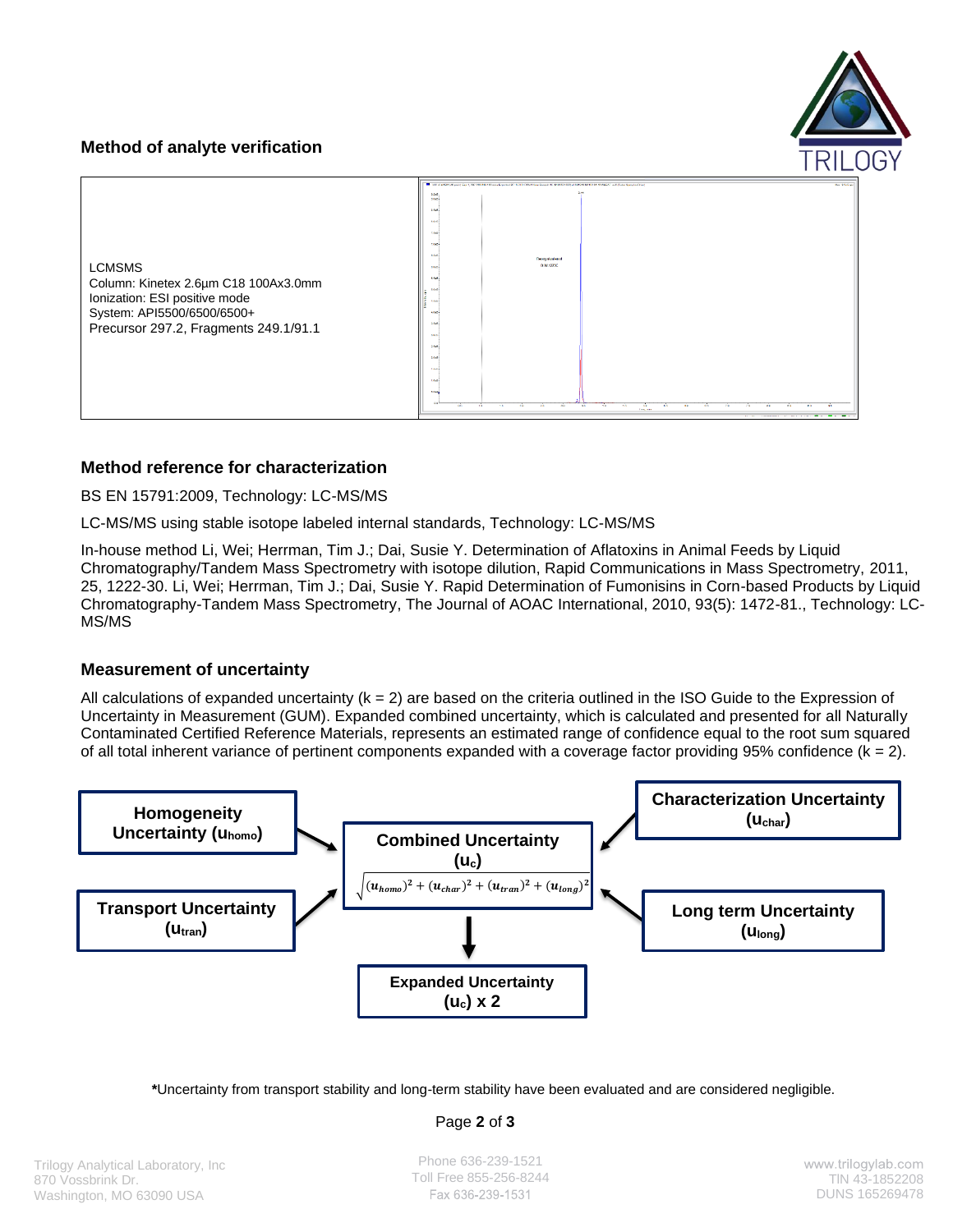## Method of analyte verification

| | |
|---|---|
| LCMSMS<br>Column: Kinetex 2.6µm C18 100Ax3.0mm<br>Ionization: ESI positive mode<br>System: API5500/6500/6500+<br>Precursor 297.2, Fragments 249.1/91.1 | |

## Method reference for characterization

BS EN 15791:2009, Technology: LC-MS/MS

LC-MS/MS using stable isotope labeled internal standards, Technology: LC-MS/MS

In-house method Li, Wei; Herrman, Tim J.; Dai, Susie Y. Determination of Aflatoxins in Animal Feeds by Liquid Chromatography/Tandem Mass Spectrometry with isotope dilution, Rapid Communications in Mass Spectrometry, 2011, 25, 1222-30. Li, Wei; Herrman, Tim J.; Dai, Susie Y. Rapid Determination of Fumonisins in Corn-based Products by Liquid Chromatography-Tandem Mass Spectrometry, The Journal of AOAC International, 2010, 93(5): 1472-81., Technology: LC-MS/MS

## Measurement of uncertainty

All calculations of expanded uncertainty (k = 2) are based on the criteria outlined in the ISO Guide to the Expression of Uncertainty in Measurement (GUM). Expanded combined uncertainty, which is calculated and presented for all Naturally Contaminated Certified Reference Materials, represents an estimated range of confidence equal to the root sum squared of all total inherent variance of pertinent components expanded with a coverage factor providing 95% confidence (k = 2).

**Homogeneity Uncertainty ($u_{homo}$)**

**Characterization Uncertainty ($u_{char}$)**

**Transport Uncertainty ($u_{tran}$)**

**Long term Uncertainty ($u_{long}$)**

**Combined Uncertainty ($u_c$)**

$$\sqrt{(u_{homo})^2 + (u_{char})^2 + (u_{tran})^2 + (u_{long})^2}$$

**Expanded Uncertainty ($u_c$) x 2**

**\***Uncertainty from transport stability and long-term stability have been evaluated and are considered negligible.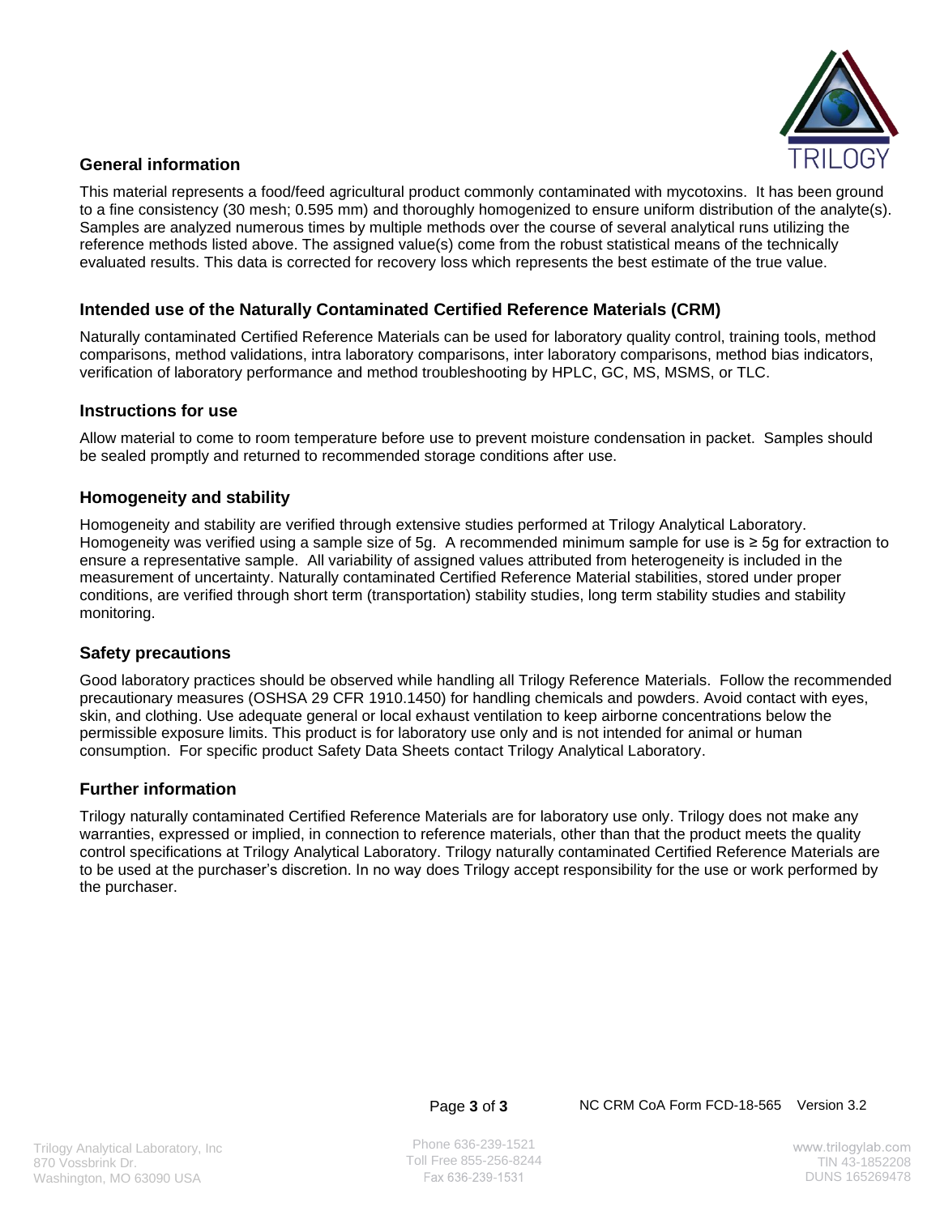## General information

This material represents a food/feed agricultural product commonly contaminated with mycotoxins. It has been ground to a fine consistency (30 mesh; 0.595 mm) and thoroughly homogenized to ensure uniform distribution of the analyte(s). Samples are analyzed numerous times by multiple methods over the course of several analytical runs utilizing the reference methods listed above. The assigned value(s) come from the robust statistical means of the technically evaluated results. This data is corrected for recovery loss which represents the best estimate of the true value.

## Intended use of the Naturally Contaminated Certified Reference Materials (CRM)

Naturally contaminated Certified Reference Materials can be used for laboratory quality control, training tools, method comparisons, method validations, intra laboratory comparisons, inter laboratory comparisons, method bias indicators, verification of laboratory performance and method troubleshooting by HPLC, GC, MS, MSMS, or TLC.

## Instructions for use

Allow material to come to room temperature before use to prevent moisture condensation in packet. Samples should be sealed promptly and returned to recommended storage conditions after use.

## Homogeneity and stability

Homogeneity and stability are verified through extensive studies performed at Trilogy Analytical Laboratory. Homogeneity was verified using a sample size of 5g. A recommended minimum sample for use is ≥ 5g for extraction to ensure a representative sample. All variability of assigned values attributed from heterogeneity is included in the measurement of uncertainty. Naturally contaminated Certified Reference Material stabilities, stored under proper conditions, are verified through short term (transportation) stability studies, long term stability studies and stability monitoring.

## Safety precautions

Good laboratory practices should be observed while handling all Trilogy Reference Materials. Follow the recommended precautionary measures (OSHSA 29 CFR 1910.1450) for handling chemicals and powders. Avoid contact with eyes, skin, and clothing. Use adequate general or local exhaust ventilation to keep airborne concentrations below the permissible exposure limits. This product is for laboratory use only and is not intended for animal or human consumption. For specific product Safety Data Sheets contact Trilogy Analytical Laboratory.

## Further information

Trilogy naturally contaminated Certified Reference Materials are for laboratory use only. Trilogy does not make any warranties, expressed or implied, in connection to reference materials, other than that the product meets the quality control specifications at Trilogy Analytical Laboratory. Trilogy naturally contaminated Certified Reference Materials are to be used at the purchaser's discretion. In no way does Trilogy accept responsibility for the use or work performed by the purchaser.